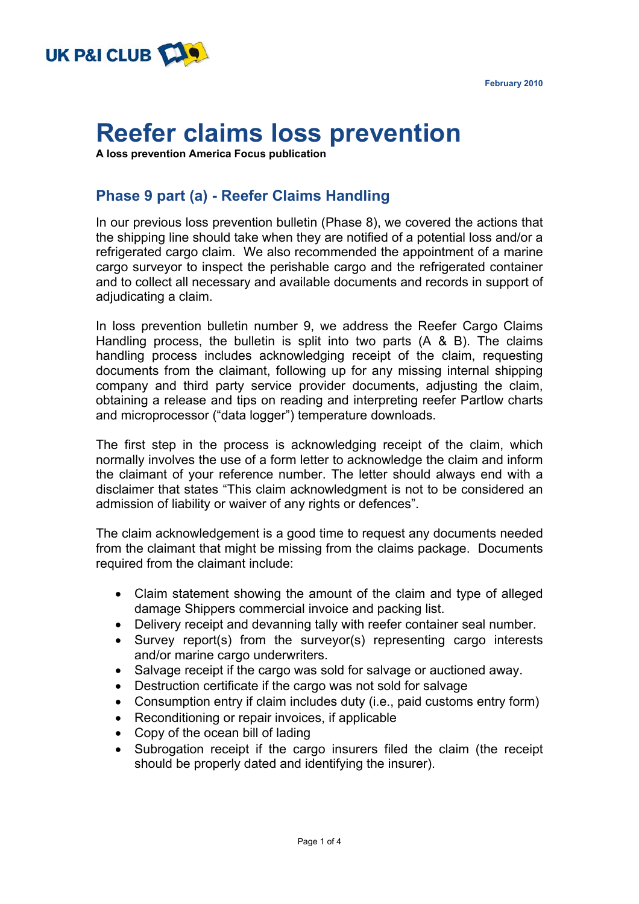UK P&I CLUB

February 2010

# Reefer claims loss prevention

**A loss prevention America Focus publication**

## Phase 9 part (a) - Reefer Claims Handling

In our previous loss prevention bulletin (Phase 8), we covered the actions that the shipping line should take when they are notified of a potential loss and/or a refrigerated cargo claim. We also recommended the appointment of a marine cargo surveyor to inspect the perishable cargo and the refrigerated container and to collect all necessary and available documents and records in support of adjudicating a claim.

In loss prevention bulletin number 9, we address the Reefer Cargo Claims Handling process, the bulletin is split into two parts (A & B). The claims handling process includes acknowledging receipt of the claim, requesting documents from the claimant, following up for any missing internal shipping company and third party service provider documents, adjusting the claim, obtaining a release and tips on reading and interpreting reefer Partlow charts and microprocessor ("data logger") temperature downloads.

The first step in the process is acknowledging receipt of the claim, which normally involves the use of a form letter to acknowledge the claim and inform the claimant of your reference number. The letter should always end with a disclaimer that states "This claim acknowledgment is not to be considered an admission of liability or waiver of any rights or defences".

The claim acknowledgement is a good time to request any documents needed from the claimant that might be missing from the claims package. Documents required from the claimant include:

- Claim statement showing the amount of the claim and type of alleged damage Shippers commercial invoice and packing list.
- Delivery receipt and devanning tally with reefer container seal number.
- Survey report(s) from the surveyor(s) representing cargo interests and/or marine cargo underwriters.
- Salvage receipt if the cargo was sold for salvage or auctioned away.
- Destruction certificate if the cargo was not sold for salvage
- Consumption entry if claim includes duty (i.e., paid customs entry form)
- Reconditioning or repair invoices, if applicable
- Copy of the ocean bill of lading
- Subrogation receipt if the cargo insurers filed the claim (the receipt should be properly dated and identifying the insurer).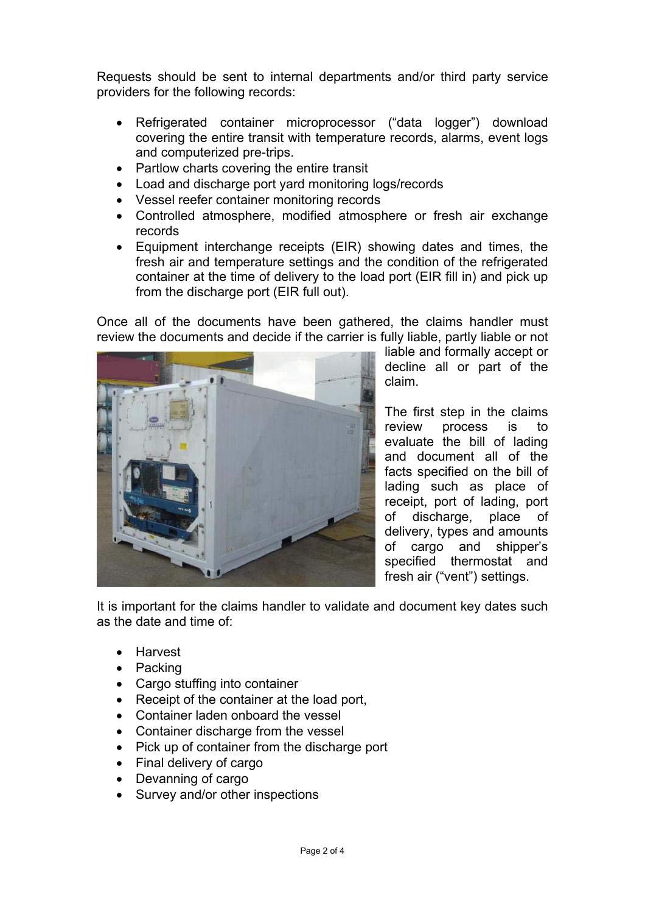Requests should be sent to internal departments and/or third party service providers for the following records:

- Refrigerated container microprocessor ("data logger") download covering the entire transit with temperature records, alarms, event logs and computerized pre-trips.
- Partlow charts covering the entire transit
- Load and discharge port yard monitoring logs/records
- Vessel reefer container monitoring records
- Controlled atmosphere, modified atmosphere or fresh air exchange records
- Equipment interchange receipts (EIR) showing dates and times, the fresh air and temperature settings and the condition of the refrigerated container at the time of delivery to the load port (EIR fill in) and pick up from the discharge port (EIR full out).

Once all of the documents have been gathered, the claims handler must review the documents and decide if the carrier is fully liable, partly liable or not liable and formally accept or decline all or part of the claim.

The first step in the claims review process is to evaluate the bill of lading and document all of the facts specified on the bill of lading such as place of receipt, port of lading, port of discharge, place of delivery, types and amounts of cargo and shipper's specified thermostat and fresh air ("vent") settings.

It is important for the claims handler to validate and document key dates such as the date and time of:

- Harvest
- Packing
- Cargo stuffing into container
- Receipt of the container at the load port,
- Container laden onboard the vessel
- Container discharge from the vessel
- Pick up of container from the discharge port
- Final delivery of cargo
- Devanning of cargo
- Survey and/or other inspections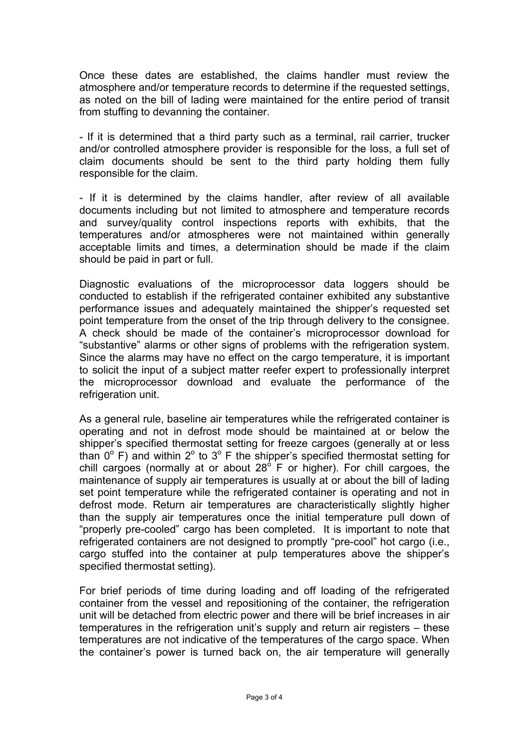Once these dates are established, the claims handler must review the atmosphere and/or temperature records to determine if the requested settings, as noted on the bill of lading were maintained for the entire period of transit from stuffing to devanning the container.

- If it is determined that a third party such as a terminal, rail carrier, trucker and/or controlled atmosphere provider is responsible for the loss, a full set of claim documents should be sent to the third party holding them fully responsible for the claim.

- If it is determined by the claims handler, after review of all available documents including but not limited to atmosphere and temperature records and survey/quality control inspections reports with exhibits, that the temperatures and/or atmospheres were not maintained within generally acceptable limits and times, a determination should be made if the claim should be paid in part or full.

Diagnostic evaluations of the microprocessor data loggers should be conducted to establish if the refrigerated container exhibited any substantive performance issues and adequately maintained the shipper's requested set point temperature from the onset of the trip through delivery to the consignee. A check should be made of the container's microprocessor download for "substantive" alarms or other signs of problems with the refrigeration system. Since the alarms may have no effect on the cargo temperature, it is important to solicit the input of a subject matter reefer expert to professionally interpret the microprocessor download and evaluate the performance of the refrigeration unit.

As a general rule, baseline air temperatures while the refrigerated container is operating and not in defrost mode should be maintained at or below the shipper's specified thermostat setting for freeze cargoes (generally at or less than $0^{o}$ F) and within $2^{o}$ to $3^{o}$ F the shipper's specified thermostat setting for chill cargoes (normally at or about $28^{o}$ F or higher). For chill cargoes, the maintenance of supply air temperatures is usually at or about the bill of lading set point temperature while the refrigerated container is operating and not in defrost mode. Return air temperatures are characteristically slightly higher than the supply air temperatures once the initial temperature pull down of "properly pre-cooled" cargo has been completed. It is important to note that refrigerated containers are not designed to promptly "pre-cool" hot cargo (i.e., cargo stuffed into the container at pulp temperatures above the shipper's specified thermostat setting).

For brief periods of time during loading and off loading of the refrigerated container from the vessel and repositioning of the container, the refrigeration unit will be detached from electric power and there will be brief increases in air temperatures in the refrigeration unit's supply and return air registers – these temperatures are not indicative of the temperatures of the cargo space. When the container's power is turned back on, the air temperature will generally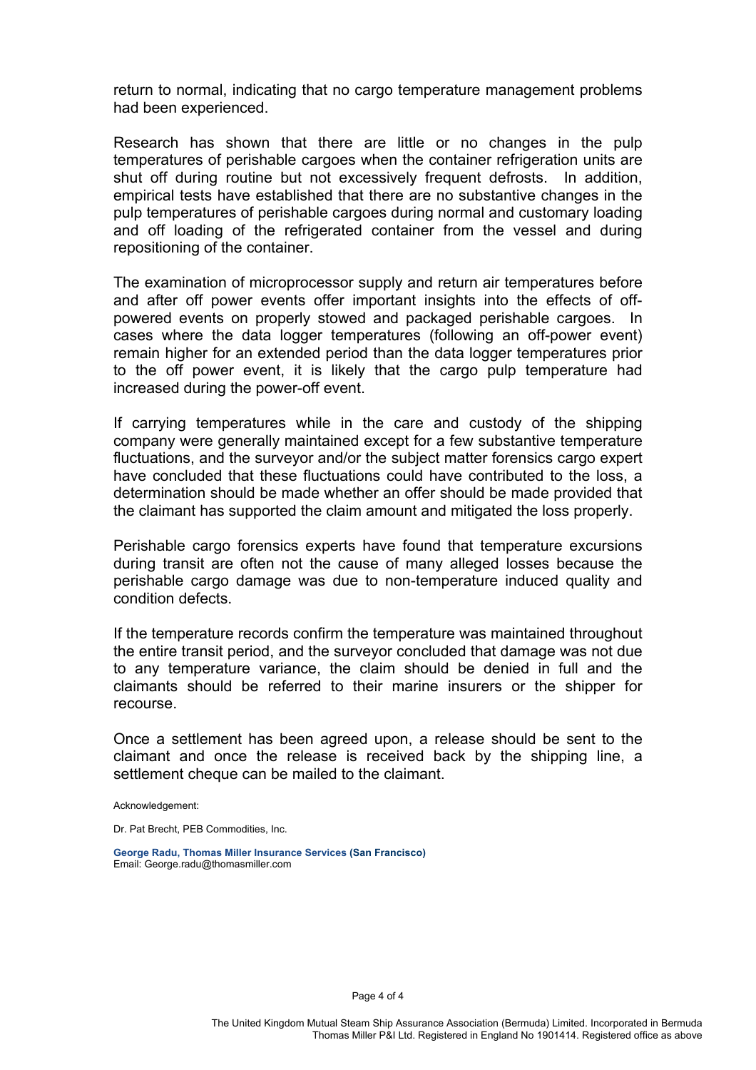return to normal, indicating that no cargo temperature management problems had been experienced.

Research has shown that there are little or no changes in the pulp temperatures of perishable cargoes when the container refrigeration units are shut off during routine but not excessively frequent defrosts. In addition, empirical tests have established that there are no substantive changes in the pulp temperatures of perishable cargoes during normal and customary loading and off loading of the refrigerated container from the vessel and during repositioning of the container.

The examination of microprocessor supply and return air temperatures before and after off power events offer important insights into the effects of off-powered events on properly stowed and packaged perishable cargoes. In cases where the data logger temperatures (following an off-power event) remain higher for an extended period than the data logger temperatures prior to the off power event, it is likely that the cargo pulp temperature had increased during the power-off event.

If carrying temperatures while in the care and custody of the shipping company were generally maintained except for a few substantive temperature fluctuations, and the surveyor and/or the subject matter forensics cargo expert have concluded that these fluctuations could have contributed to the loss, a determination should be made whether an offer should be made provided that the claimant has supported the claim amount and mitigated the loss properly.

Perishable cargo forensics experts have found that temperature excursions during transit are often not the cause of many alleged losses because the perishable cargo damage was due to non-temperature induced quality and condition defects.

If the temperature records confirm the temperature was maintained throughout the entire transit period, and the surveyor concluded that damage was not due to any temperature variance, the claim should be denied in full and the claimants should be referred to their marine insurers or the shipper for recourse.

Once a settlement has been agreed upon, a release should be sent to the claimant and once the release is received back by the shipping line, a settlement cheque can be mailed to the claimant.

Acknowledgement:

Dr. Pat Brecht, PEB Commodities, Inc.

**George Radu, Thomas Miller Insurance Services (San Francisco)**
Email: George.radu@thomasmiller.com

The United Kingdom Mutual Steam Ship Assurance Association (Bermuda) Limited. Incorporated in Bermuda
Thomas Miller P&I Ltd. Registered in England No 1901414. Registered office as above